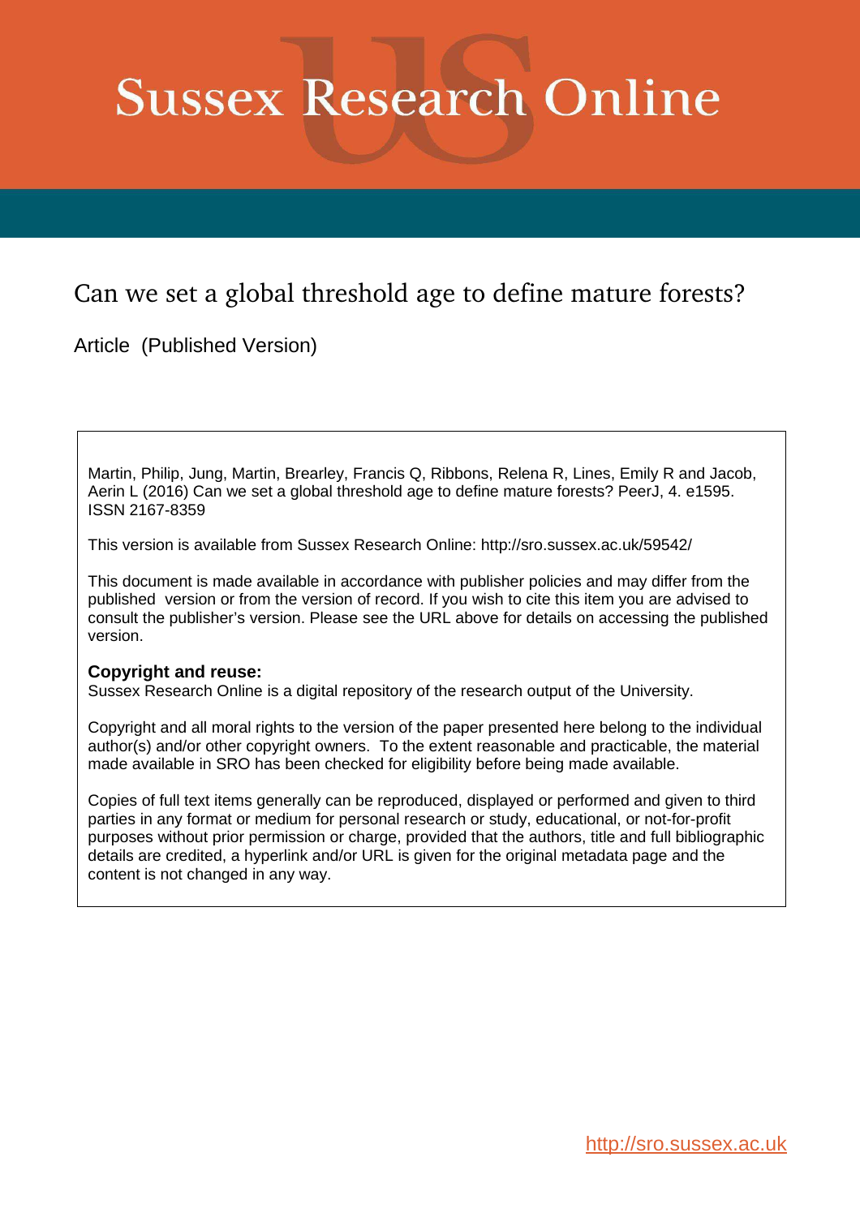# Sussex Research Online

## Can we set a global threshold age to define mature forests?

Article (Published Version)

Martin, Philip, Jung, Martin, Brearley, Francis Q, Ribbons, Relena R, Lines, Emily R and Jacob, Aerin L (2016) Can we set a global threshold age to define mature forests? PeerJ, 4. e1595. ISSN 2167-8359

This version is available from Sussex Research Online: http://sro.sussex.ac.uk/59542/

This document is made available in accordance with publisher policies and may differ from the published version or from the version of record. If you wish to cite this item you are advised to consult the publisher's version. Please see the URL above for details on accessing the published version.

**Copyright and reuse:**
Sussex Research Online is a digital repository of the research output of the University.

Copyright and all moral rights to the version of the paper presented here belong to the individual author(s) and/or other copyright owners. To the extent reasonable and practicable, the material made available in SRO has been checked for eligibility before being made available.

Copies of full text items generally can be reproduced, displayed or performed and given to third parties in any format or medium for personal research or study, educational, or not-for-profit purposes without prior permission or charge, provided that the authors, title and full bibliographic details are credited, a hyperlink and/or URL is given for the original metadata page and the content is not changed in any way.

http://sro.sussex.ac.uk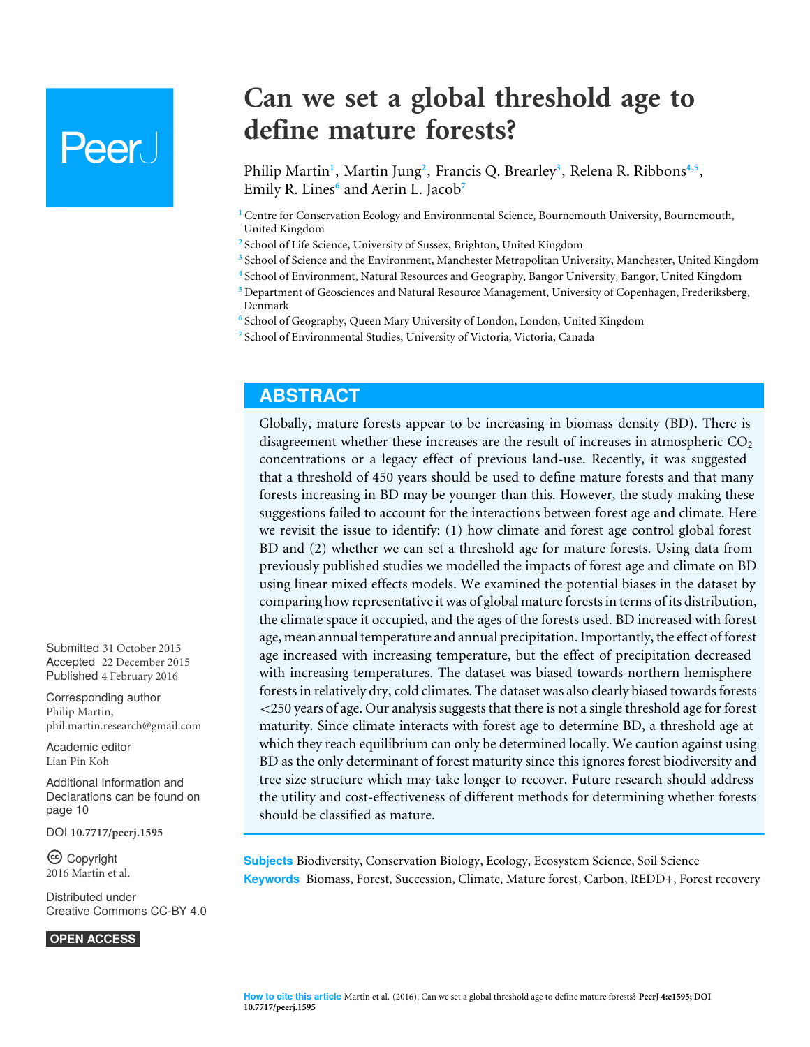# Can we set a global threshold age to define mature forests?

Philip Martin[1], Martin Jung[2], Francis Q. Brearley[3], Relena R. Ribbons[4,5], Emily R. Lines[6] and Aerin L. Jacob[7]

[1] Centre for Conservation Ecology and Environmental Science, Bournemouth University, Bournemouth, United Kingdom
[2] School of Life Science, University of Sussex, Brighton, United Kingdom
[3] School of Science and the Environment, Manchester Metropolitan University, Manchester, United Kingdom
[4] School of Environment, Natural Resources and Geography, Bangor University, Bangor, United Kingdom
[5] Department of Geosciences and Natural Resource Management, University of Copenhagen, Frederiksberg, Denmark
[6] School of Geography, Queen Mary University of London, London, United Kingdom
[7] School of Environmental Studies, University of Victoria, Victoria, Canada

## ABSTRACT

Globally, mature forests appear to be increasing in biomass density (BD). There is disagreement whether these increases are the result of increases in atmospheric $CO_2$ concentrations or a legacy effect of previous land-use. Recently, it was suggested that a threshold of 450 years should be used to define mature forests and that many forests increasing in BD may be younger than this. However, the study making these suggestions failed to account for the interactions between forest age and climate. Here we revisit the issue to identify: (1) how climate and forest age control global forest BD and (2) whether we can set a threshold age for mature forests. Using data from previously published studies we modelled the impacts of forest age and climate on BD using linear mixed effects models. We examined the potential biases in the dataset by comparing how representative it was of global mature forests in terms of its distribution, the climate space it occupied, and the ages of the forests used. BD increased with forest age, mean annual temperature and annual precipitation. Importantly, the effect of forest age increased with increasing temperature, but the effect of precipitation decreased with increasing temperatures. The dataset was biased towards northern hemisphere forests in relatively dry, cold climates. The dataset was also clearly biased towards forests <250 years of age. Our analysis suggests that there is not a single threshold age for forest maturity. Since climate interacts with forest age to determine BD, a threshold age at which they reach equilibrium can only be determined locally. We caution against using BD as the only determinant of forest maturity since this ignores forest biodiversity and tree size structure which may take longer to recover. Future research should address the utility and cost-effectiveness of different methods for determining whether forests should be classified as mature.

**Subjects** Biodiversity, Conservation Biology, Ecology, Ecosystem Science, Soil Science
**Keywords** Biomass, Forest, Succession, Climate, Mature forest, Carbon, REDD+, Forest recovery

Submitted 31 October 2015
Accepted 22 December 2015
Published 4 February 2016

Corresponding author
Philip Martin, phil.martin.research@gmail.com

Academic editor
Lian Pin Koh

Additional Information and Declarations can be found on page 10

DOI 10.7717/peerj.1595

Copyright
2016 Martin et al.

Distributed under Creative Commons CC-BY 4.0

OPEN ACCESS

**How to cite this article** Martin et al. (2016), Can we set a global threshold age to define mature forests? PeerJ 4:e1595; DOI 10.7717/peerj.1595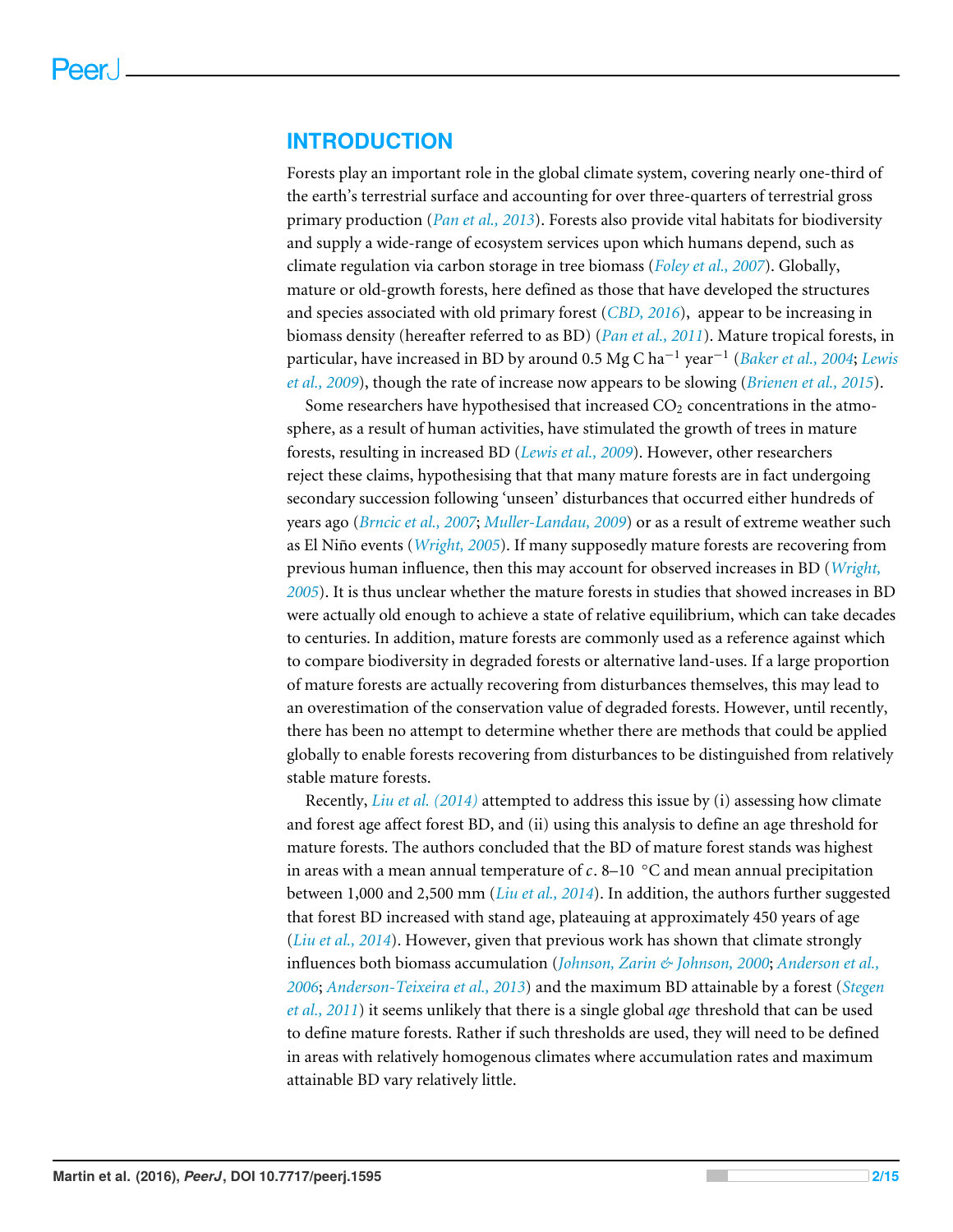## INTRODUCTION

Forests play an important role in the global climate system, covering nearly one-third of the earth's terrestrial surface and accounting for over three-quarters of terrestrial gross primary production (*Pan et al., 2013*). Forests also provide vital habitats for biodiversity and supply a wide-range of ecosystem services upon which humans depend, such as climate regulation via carbon storage in tree biomass (*Foley et al., 2007*). Globally, mature or old-growth forests, here defined as those that have developed the structures and species associated with old primary forest (*CBD, 2016*), appear to be increasing in biomass density (hereafter referred to as BD) (*Pan et al., 2011*). Mature tropical forests, in particular, have increased in BD by around 0.5 Mg C $ha^{-1}$ $year^{-1}$ (*Baker et al., 2004*; *Lewis et al., 2009*), though the rate of increase now appears to be slowing (*Brienen et al., 2015*).

Some researchers have hypothesised that increased $CO_2$ concentrations in the atmosphere, as a result of human activities, have stimulated the growth of trees in mature forests, resulting in increased BD (*Lewis et al., 2009*). However, other researchers reject these claims, hypothesising that that many mature forests are in fact undergoing secondary succession following 'unseen' disturbances that occurred either hundreds of years ago (*Brncic et al., 2007*; *Muller-Landau, 2009*) or as a result of extreme weather such as El Niño events (*Wright, 2005*). If many supposedly mature forests are recovering from previous human influence, then this may account for observed increases in BD (*Wright, 2005*). It is thus unclear whether the mature forests in studies that showed increases in BD were actually old enough to achieve a state of relative equilibrium, which can take decades to centuries. In addition, mature forests are commonly used as a reference against which to compare biodiversity in degraded forests or alternative land-uses. If a large proportion of mature forests are actually recovering from disturbances themselves, this may lead to an overestimation of the conservation value of degraded forests. However, until recently, there has been no attempt to determine whether there are methods that could be applied globally to enable forests recovering from disturbances to be distinguished from relatively stable mature forests.

Recently, *Liu et al. (2014)* attempted to address this issue by (i) assessing how climate and forest age affect forest BD, and (ii) using this analysis to define an age threshold for mature forests. The authors concluded that the BD of mature forest stands was highest in areas with a mean annual temperature of *c*. 8–10 °C and mean annual precipitation between 1,000 and 2,500 mm (*Liu et al., 2014*). In addition, the authors further suggested that forest BD increased with stand age, plateauing at approximately 450 years of age (*Liu et al., 2014*). However, given that previous work has shown that climate strongly influences both biomass accumulation (*Johnson, Zarin & Johnson, 2000*; *Anderson et al., 2006*; *Anderson-Teixeira et al., 2013*) and the maximum BD attainable by a forest (*Stegen et al., 2011*) it seems unlikely that there is a single global *age* threshold that can be used to define mature forests. Rather if such thresholds are used, they will need to be defined in areas with relatively homogenous climates where accumulation rates and maximum attainable BD vary relatively little.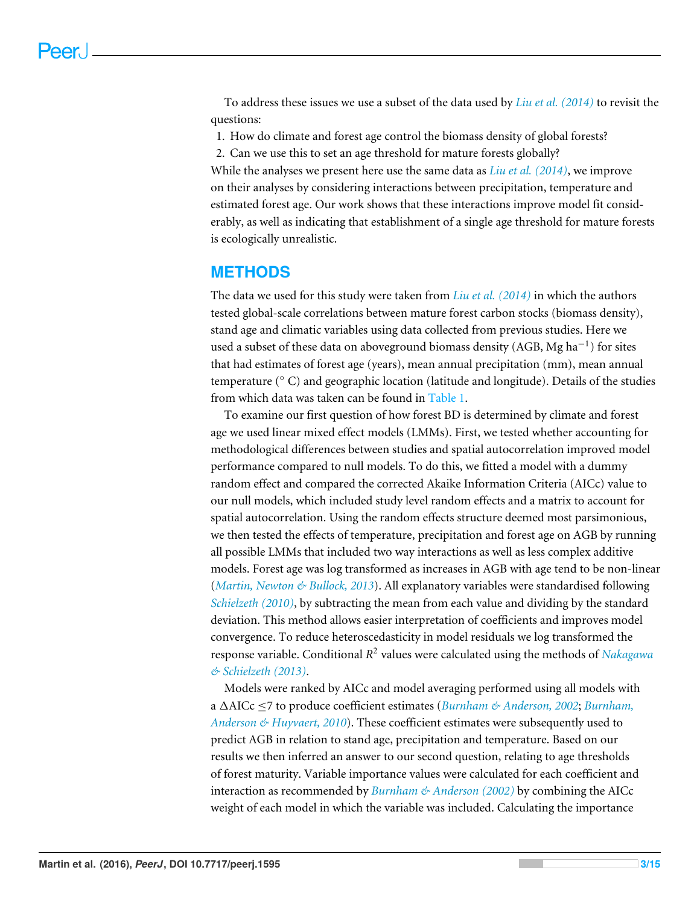To address these issues we use a subset of the data used by *Liu et al. (2014)* to revisit the questions:

1. How do climate and forest age control the biomass density of global forests?
2. Can we use this to set an age threshold for mature forests globally?

While the analyses we present here use the same data as *Liu et al. (2014)*, we improve on their analyses by considering interactions between precipitation, temperature and estimated forest age. Our work shows that these interactions improve model fit considerably, as well as indicating that establishment of a single age threshold for mature forests is ecologically unrealistic.

## METHODS

The data we used for this study were taken from *Liu et al. (2014)* in which the authors tested global-scale correlations between mature forest carbon stocks (biomass density), stand age and climatic variables using data collected from previous studies. Here we used a subset of these data on aboveground biomass density (AGB, Mg $ha^{-1}$) for sites that had estimates of forest age (years), mean annual precipitation (mm), mean annual temperature (° C) and geographic location (latitude and longitude). Details of the studies from which data was taken can be found in Table 1.

To examine our first question of how forest BD is determined by climate and forest age we used linear mixed effect models (LMMs). First, we tested whether accounting for methodological differences between studies and spatial autocorrelation improved model performance compared to null models. To do this, we fitted a model with a dummy random effect and compared the corrected Akaike Information Criteria (AICc) value to our null models, which included study level random effects and a matrix to account for spatial autocorrelation. Using the random effects structure deemed most parsimonious, we then tested the effects of temperature, precipitation and forest age on AGB by running all possible LMMs that included two way interactions as well as less complex additive models. Forest age was log transformed as increases in AGB with age tend to be non-linear (*Martin, Newton & Bullock, 2013*). All explanatory variables were standardised following *Schielzeth (2010)*, by subtracting the mean from each value and dividing by the standard deviation. This method allows easier interpretation of coefficients and improves model convergence. To reduce heteroscedasticity in model residuals we log transformed the response variable. Conditional $R^2$ values were calculated using the methods of *Nakagawa & Schielzeth (2013)*.

Models were ranked by AICc and model averaging performed using all models with a $\Delta$AICc $\leq$7 to produce coefficient estimates (*Burnham & Anderson, 2002*; *Burnham, Anderson & Huyvaert, 2010*). These coefficient estimates were subsequently used to predict AGB in relation to stand age, precipitation and temperature. Based on our results we then inferred an answer to our second question, relating to age thresholds of forest maturity. Variable importance values were calculated for each coefficient and interaction as recommended by *Burnham & Anderson (2002)* by combining the AICc weight of each model in which the variable was included. Calculating the importance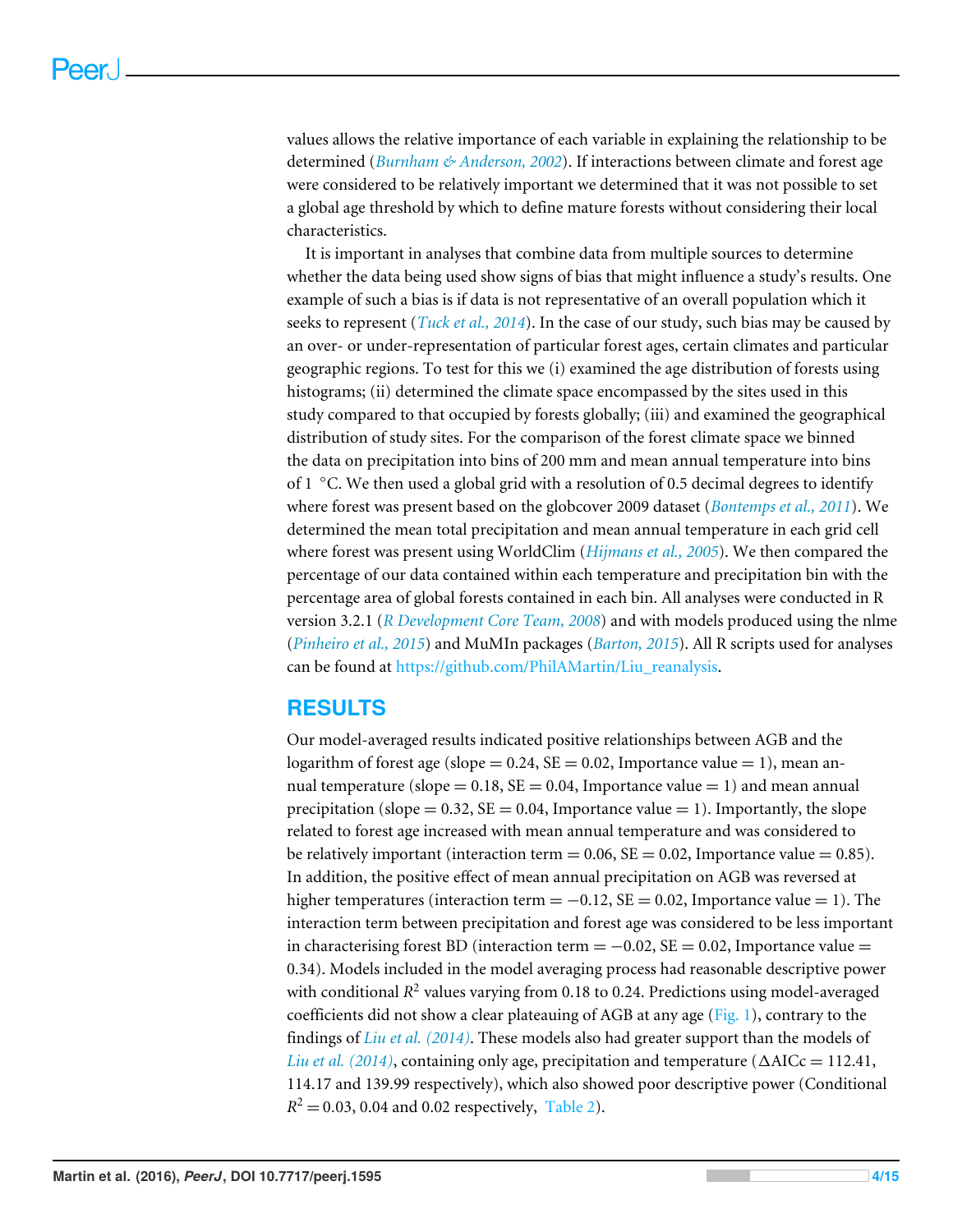values allows the relative importance of each variable in explaining the relationship to be determined (*Burnham & Anderson, 2002*). If interactions between climate and forest age were considered to be relatively important we determined that it was not possible to set a global age threshold by which to define mature forests without considering their local characteristics.

It is important in analyses that combine data from multiple sources to determine whether the data being used show signs of bias that might influence a study's results. One example of such a bias is if data is not representative of an overall population which it seeks to represent (*Tuck et al., 2014*). In the case of our study, such bias may be caused by an over- or under-representation of particular forest ages, certain climates and particular geographic regions. To test for this we (i) examined the age distribution of forests using histograms; (ii) determined the climate space encompassed by the sites used in this study compared to that occupied by forests globally; (iii) and examined the geographical distribution of study sites. For the comparison of the forest climate space we binned the data on precipitation into bins of 200 mm and mean annual temperature into bins of 1 °C. We then used a global grid with a resolution of 0.5 decimal degrees to identify where forest was present based on the globcover 2009 dataset (*Bontemps et al., 2011*). We determined the mean total precipitation and mean annual temperature in each grid cell where forest was present using WorldClim (*Hijmans et al., 2005*). We then compared the percentage of our data contained within each temperature and precipitation bin with the percentage area of global forests contained in each bin. All analyses were conducted in R version 3.2.1 (*R Development Core Team, 2008*) and with models produced using the nlme (*Pinheiro et al., 2015*) and MuMIn packages (*Barton, 2015*). All R scripts used for analyses can be found at https://github.com/PhilAMartin/Liu_reanalysis.

## RESULTS

Our model-averaged results indicated positive relationships between AGB and the logarithm of forest age (slope = 0.24, SE = 0.02, Importance value = 1), mean annual temperature (slope = 0.18, SE = 0.04, Importance value = 1) and mean annual precipitation (slope = 0.32, SE = 0.04, Importance value = 1). Importantly, the slope related to forest age increased with mean annual temperature and was considered to be relatively important (interaction term = 0.06, SE = 0.02, Importance value = 0.85). In addition, the positive effect of mean annual precipitation on AGB was reversed at higher temperatures (interaction term = −0.12, SE = 0.02, Importance value = 1). The interaction term between precipitation and forest age was considered to be less important in characterising forest BD (interaction term = −0.02, SE = 0.02, Importance value = 0.34). Models included in the model averaging process had reasonable descriptive power with conditional $R^2$ values varying from 0.18 to 0.24. Predictions using model-averaged coefficients did not show a clear plateauing of AGB at any age (Fig. 1), contrary to the findings of *Liu et al. (2014)*. These models also had greater support than the models of *Liu et al. (2014)*, containing only age, precipitation and temperature ($\Delta$AICc = 112.41, 114.17 and 139.99 respectively), which also showed poor descriptive power (Conditional $R^2$ = 0.03, 0.04 and 0.02 respectively, Table 2).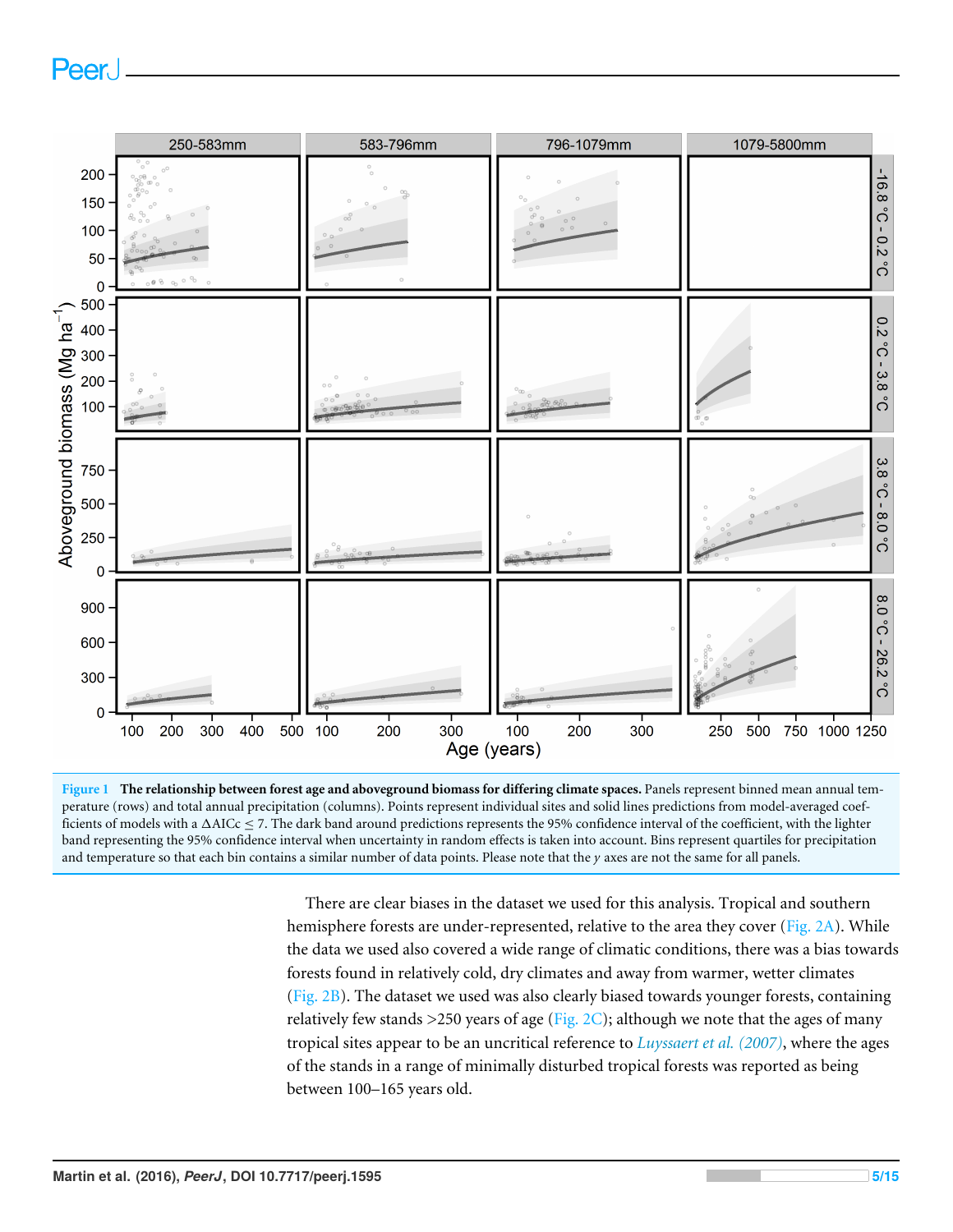**Figure 1 The relationship between forest age and aboveground biomass for differing climate spaces.** Panels represent binned mean annual temperature (rows) and total annual precipitation (columns). Points represent individual sites and solid lines predictions from model-averaged coefficients of models with a ΔAICc ≤ 7. The dark band around predictions represents the 95% confidence interval of the coefficient, with the lighter band representing the 95% confidence interval when uncertainty in random effects is taken into account. Bins represent quartiles for precipitation and temperature so that each bin contains a similar number of data points. Please note that the *y* axes are not the same for all panels.

There are clear biases in the dataset we used for this analysis. Tropical and southern hemisphere forests are under-represented, relative to the area they cover (Fig. 2A). While the data we used also covered a wide range of climatic conditions, there was a bias towards forests found in relatively cold, dry climates and away from warmer, wetter climates (Fig. 2B). The dataset we used was also clearly biased towards younger forests, containing relatively few stands >250 years of age (Fig. 2C); although we note that the ages of many tropical sites appear to be an uncritical reference to *Luyssaert et al. (2007)*, where the ages of the stands in a range of minimally disturbed tropical forests was reported as being between 100–165 years old.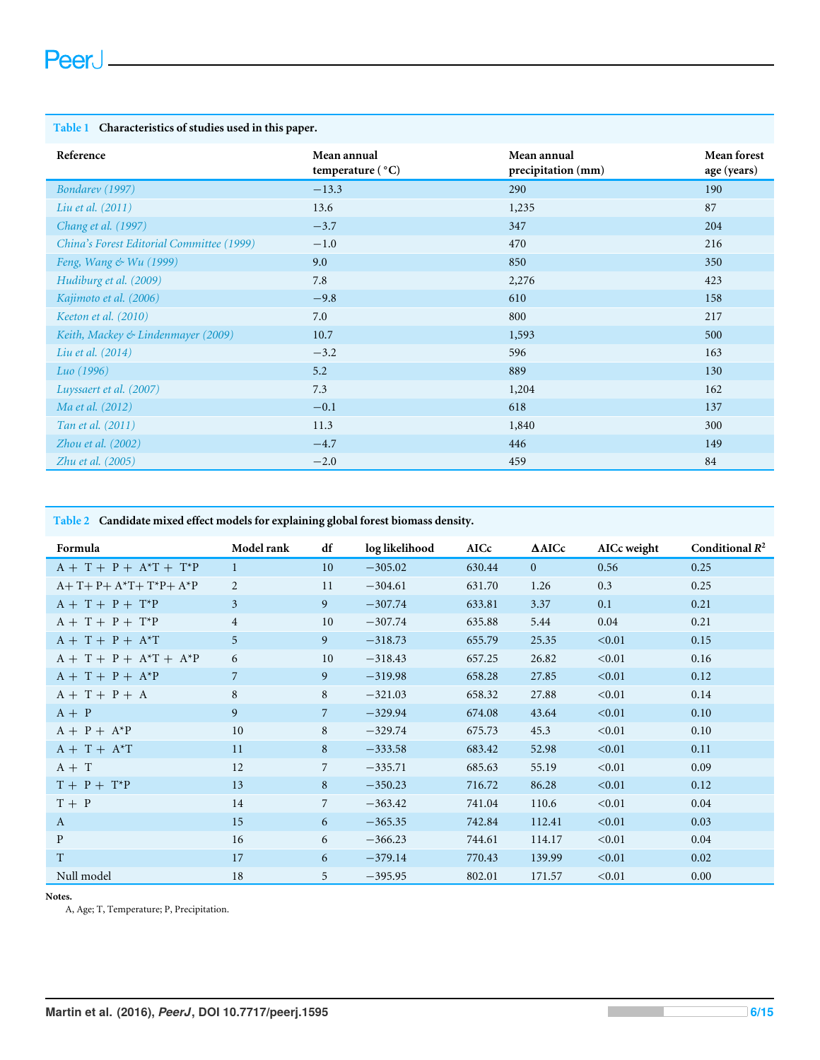**Table 1 Characteristics of studies used in this paper.**

| Reference | Mean annual temperature (°C) | Mean annual precipitation (mm) | Mean forest age (years) |
|---|---|---|---|
| *Bondarev (1997)* | −13.3 | 290 | 190 |
| *Liu et al. (2011)* | 13.6 | 1,235 | 87 |
| *Chang et al. (1997)* | −3.7 | 347 | 204 |
| *China's Forest Editorial Committee (1999)* | −1.0 | 470 | 216 |
| *Feng, Wang & Wu (1999)* | 9.0 | 850 | 350 |
| *Hudiburg et al. (2009)* | 7.8 | 2,276 | 423 |
| *Kajimoto et al. (2006)* | −9.8 | 610 | 158 |
| *Keeton et al. (2010)* | 7.0 | 800 | 217 |
| *Keith, Mackey & Lindenmayer (2009)* | 10.7 | 1,593 | 500 |
| *Liu et al. (2014)* | −3.2 | 596 | 163 |
| *Luo (1996)* | 5.2 | 889 | 130 |
| *Luyssaert et al. (2007)* | 7.3 | 1,204 | 162 |
| *Ma et al. (2012)* | −0.1 | 618 | 137 |
| *Tan et al. (2011)* | 11.3 | 1,840 | 300 |
| *Zhou et al. (2002)* | −4.7 | 446 | 149 |
| *Zhu et al. (2005)* | −2.0 | 459 | 84 |

**Table 2 Candidate mixed effect models for explaining global forest biomass density.**

| Formula | Model rank | df | log likelihood | AICc | ΔAICc | AICc weight | Conditional $R^2$ |
|---|---|---|---|---|---|---|---|
| A + T + P + A*T + T*P | 1 | 10 | −305.02 | 630.44 | 0 | 0.56 | 0.25 |
| A+ T+ P+ A*T+ T*P+ A*P | 2 | 11 | −304.61 | 631.70 | 1.26 | 0.3 | 0.25 |
| A + T + P + T*P | 3 | 9 | −307.74 | 633.81 | 3.37 | 0.1 | 0.21 |
| A + T + P + T*P | 4 | 10 | −307.74 | 635.88 | 5.44 | 0.04 | 0.21 |
| A + T + P + A*T | 5 | 9 | −318.73 | 655.79 | 25.35 | <0.01 | 0.15 |
| A + T + P + A*T + A*P | 6 | 10 | −318.43 | 657.25 | 26.82 | <0.01 | 0.16 |
| A + T + P + A*P | 7 | 9 | −319.98 | 658.28 | 27.85 | <0.01 | 0.12 |
| A + T + P + A | 8 | 8 | −321.03 | 658.32 | 27.88 | <0.01 | 0.14 |
| A + P | 9 | 7 | −329.94 | 674.08 | 43.64 | <0.01 | 0.10 |
| A + P + A*P | 10 | 8 | −329.74 | 675.73 | 45.3 | <0.01 | 0.10 |
| A + T + A*T | 11 | 8 | −333.58 | 683.42 | 52.98 | <0.01 | 0.11 |
| A + T | 12 | 7 | −335.71 | 685.63 | 55.19 | <0.01 | 0.09 |
| T + P + T*P | 13 | 8 | −350.23 | 716.72 | 86.28 | <0.01 | 0.12 |
| T + P | 14 | 7 | −363.42 | 741.04 | 110.6 | <0.01 | 0.04 |
| A | 15 | 6 | −365.35 | 742.84 | 112.41 | <0.01 | 0.03 |
| P | 16 | 6 | −366.23 | 744.61 | 114.17 | <0.01 | 0.04 |
| T | 17 | 6 | −379.14 | 770.43 | 139.99 | <0.01 | 0.02 |
| Null model | 18 | 5 | −395.95 | 802.01 | 171.57 | <0.01 | 0.00 |

**Notes.**
A, Age; T, Temperature; P, Precipitation.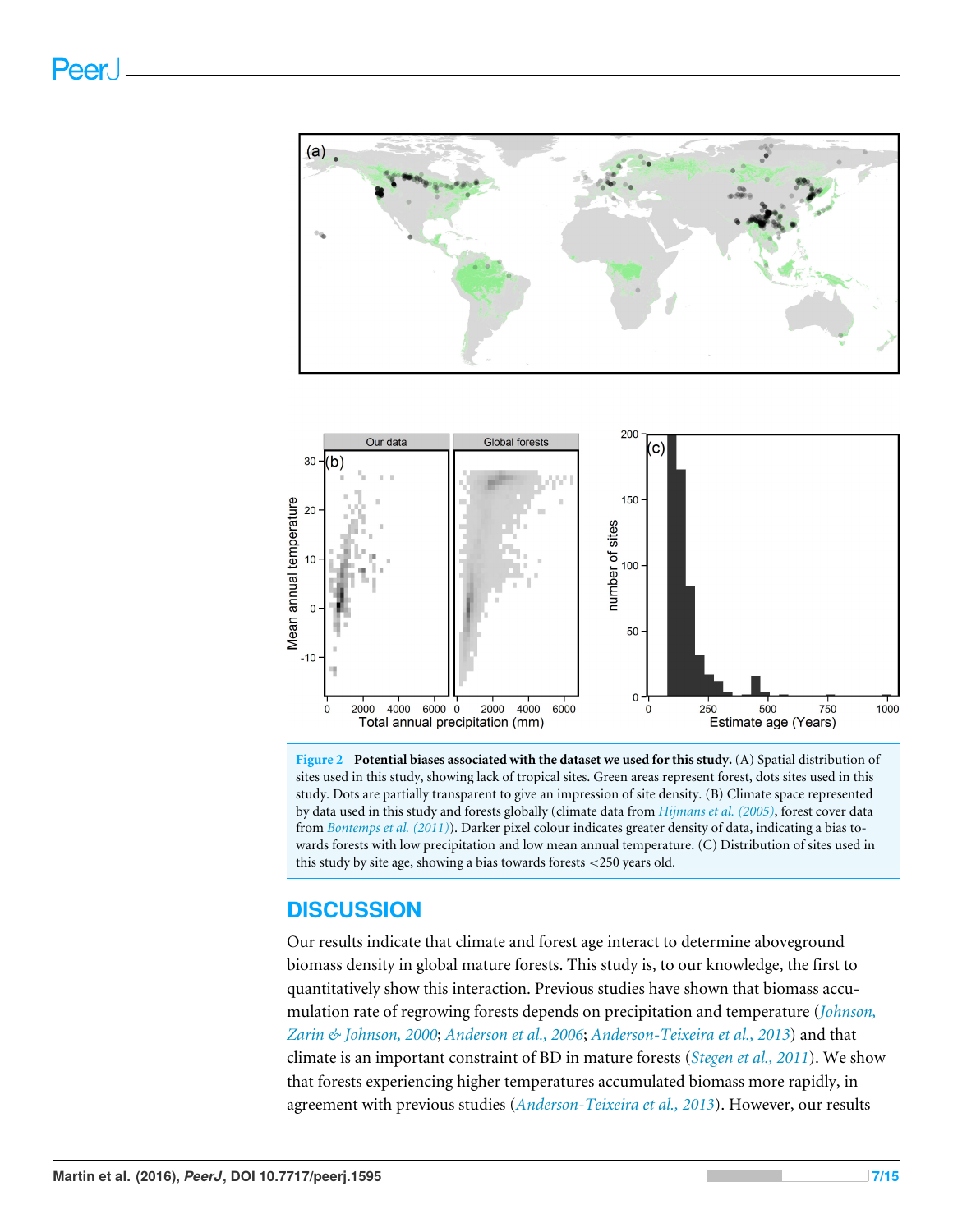**Figure 2 Potential biases associated with the dataset we used for this study.** (A) Spatial distribution of sites used in this study, showing lack of tropical sites. Green areas represent forest, dots sites used in this study. Dots are partially transparent to give an impression of site density. (B) Climate space represented by data used in this study and forests globally (climate data from *Hijmans et al. (2005)*, forest cover data from *Bontemps et al. (2011)*). Darker pixel colour indicates greater density of data, indicating a bias towards forests with low precipitation and low mean annual temperature. (C) Distribution of sites used in this study by site age, showing a bias towards forests <250 years old.

## DISCUSSION

Our results indicate that climate and forest age interact to determine aboveground biomass density in global mature forests. This study is, to our knowledge, the first to quantitatively show this interaction. Previous studies have shown that biomass accumulation rate of regrowing forests depends on precipitation and temperature (*Johnson, Zarin & Johnson, 2000*; *Anderson et al., 2006*; *Anderson-Teixeira et al., 2013*) and that climate is an important constraint of BD in mature forests (*Stegen et al., 2011*). We show that forests experiencing higher temperatures accumulated biomass more rapidly, in agreement with previous studies (*Anderson-Teixeira et al., 2013*). However, our results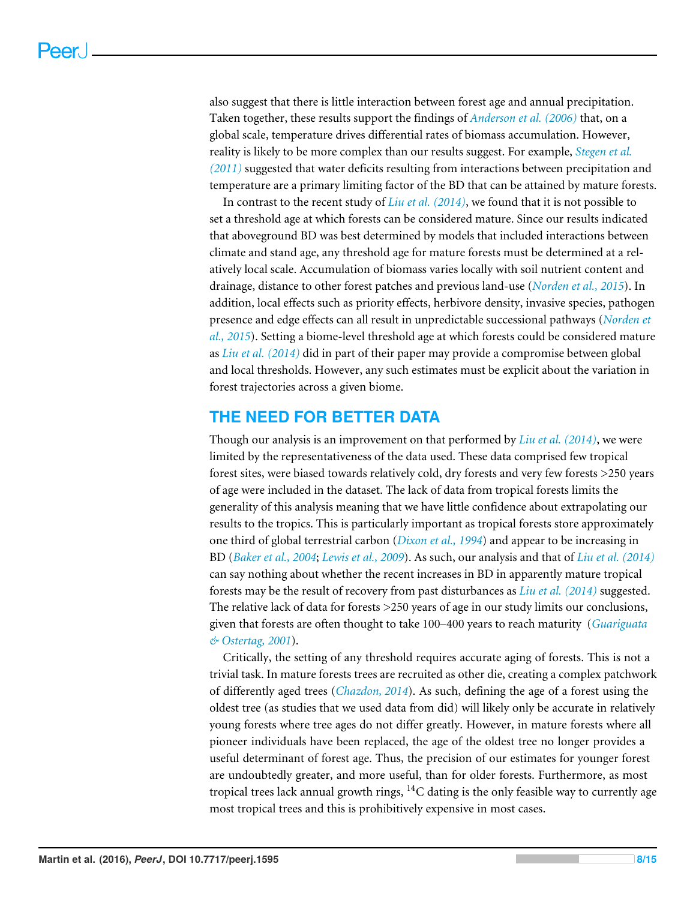also suggest that there is little interaction between forest age and annual precipitation. Taken together, these results support the findings of *Anderson et al. (2006)* that, on a global scale, temperature drives differential rates of biomass accumulation. However, reality is likely to be more complex than our results suggest. For example, *Stegen et al. (2011)* suggested that water deficits resulting from interactions between precipitation and temperature are a primary limiting factor of the BD that can be attained by mature forests.

In contrast to the recent study of *Liu et al. (2014)*, we found that it is not possible to set a threshold age at which forests can be considered mature. Since our results indicated that aboveground BD was best determined by models that included interactions between climate and stand age, any threshold age for mature forests must be determined at a relatively local scale. Accumulation of biomass varies locally with soil nutrient content and drainage, distance to other forest patches and previous land-use (*Norden et al., 2015*). In addition, local effects such as priority effects, herbivore density, invasive species, pathogen presence and edge effects can all result in unpredictable successional pathways (*Norden et al., 2015*). Setting a biome-level threshold age at which forests could be considered mature as *Liu et al. (2014)* did in part of their paper may provide a compromise between global and local thresholds. However, any such estimates must be explicit about the variation in forest trajectories across a given biome.

## THE NEED FOR BETTER DATA

Though our analysis is an improvement on that performed by *Liu et al. (2014)*, we were limited by the representativeness of the data used. These data comprised few tropical forest sites, were biased towards relatively cold, dry forests and very few forests >250 years of age were included in the dataset. The lack of data from tropical forests limits the generality of this analysis meaning that we have little confidence about extrapolating our results to the tropics. This is particularly important as tropical forests store approximately one third of global terrestrial carbon (*Dixon et al., 1994*) and appear to be increasing in BD (*Baker et al., 2004*; *Lewis et al., 2009*). As such, our analysis and that of *Liu et al. (2014)* can say nothing about whether the recent increases in BD in apparently mature tropical forests may be the result of recovery from past disturbances as *Liu et al. (2014)* suggested. The relative lack of data for forests >250 years of age in our study limits our conclusions, given that forests are often thought to take 100–400 years to reach maturity (*Guariguata & Ostertag, 2001*).

Critically, the setting of any threshold requires accurate aging of forests. This is not a trivial task. In mature forests trees are recruited as other die, creating a complex patchwork of differently aged trees (*Chazdon, 2014*). As such, defining the age of a forest using the oldest tree (as studies that we used data from did) will likely only be accurate in relatively young forests where tree ages do not differ greatly. However, in mature forests where all pioneer individuals have been replaced, the age of the oldest tree no longer provides a useful determinant of forest age. Thus, the precision of our estimates for younger forest are undoubtedly greater, and more useful, than for older forests. Furthermore, as most tropical trees lack annual growth rings, $^{14}C$ dating is the only feasible way to currently age most tropical trees and this is prohibitively expensive in most cases.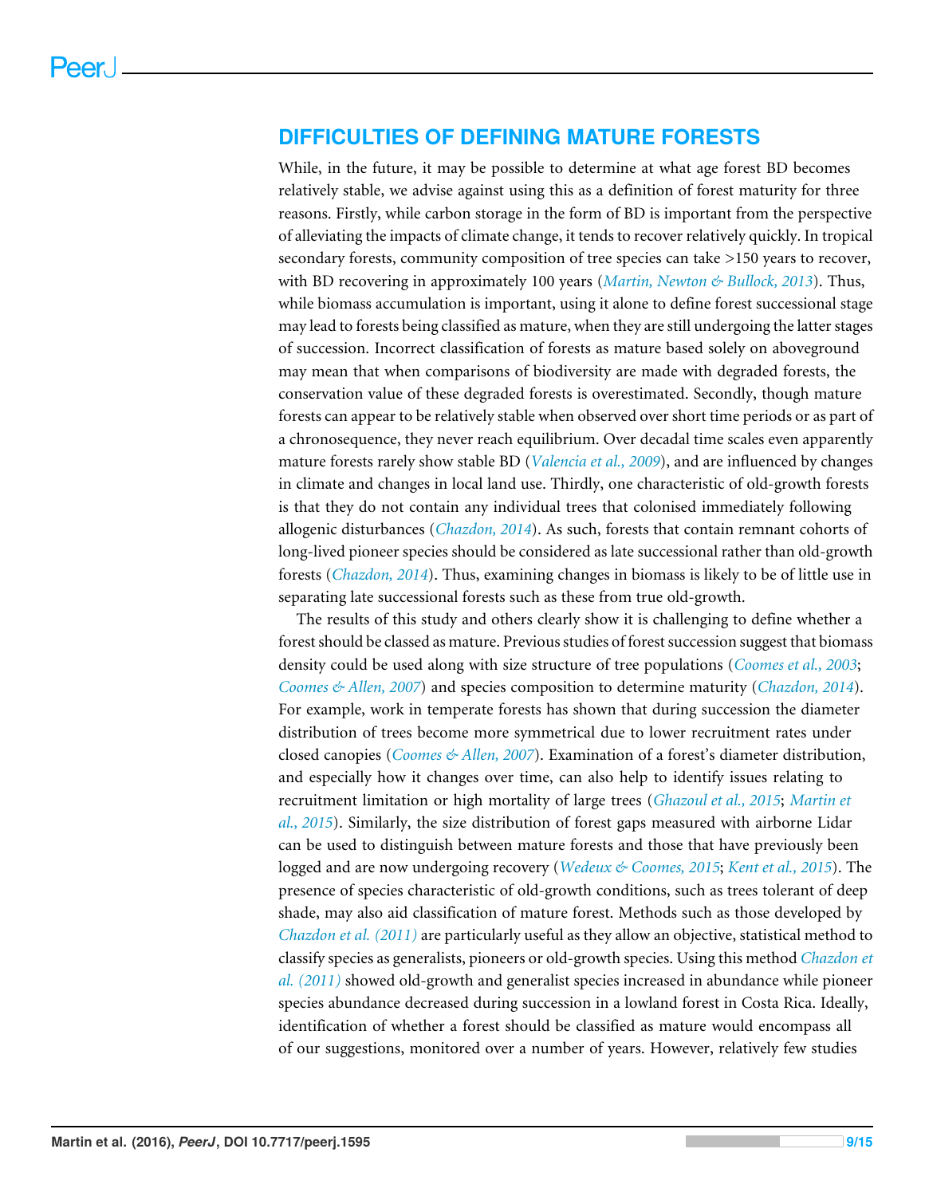## DIFFICULTIES OF DEFINING MATURE FORESTS

While, in the future, it may be possible to determine at what age forest BD becomes relatively stable, we advise against using this as a definition of forest maturity for three reasons. Firstly, while carbon storage in the form of BD is important from the perspective of alleviating the impacts of climate change, it tends to recover relatively quickly. In tropical secondary forests, community composition of tree species can take >150 years to recover, with BD recovering in approximately 100 years (*Martin, Newton & Bullock, 2013*). Thus, while biomass accumulation is important, using it alone to define forest successional stage may lead to forests being classified as mature, when they are still undergoing the latter stages of succession. Incorrect classification of forests as mature based solely on aboveground may mean that when comparisons of biodiversity are made with degraded forests, the conservation value of these degraded forests is overestimated. Secondly, though mature forests can appear to be relatively stable when observed over short time periods or as part of a chronosequence, they never reach equilibrium. Over decadal time scales even apparently mature forests rarely show stable BD (*Valencia et al., 2009*), and are influenced by changes in climate and changes in local land use. Thirdly, one characteristic of old-growth forests is that they do not contain any individual trees that colonised immediately following allogenic disturbances (*Chazdon, 2014*). As such, forests that contain remnant cohorts of long-lived pioneer species should be considered as late successional rather than old-growth forests (*Chazdon, 2014*). Thus, examining changes in biomass is likely to be of little use in separating late successional forests such as these from true old-growth.

The results of this study and others clearly show it is challenging to define whether a forest should be classed as mature. Previous studies of forest succession suggest that biomass density could be used along with size structure of tree populations (*Coomes et al., 2003*; *Coomes & Allen, 2007*) and species composition to determine maturity (*Chazdon, 2014*). For example, work in temperate forests has shown that during succession the diameter distribution of trees become more symmetrical due to lower recruitment rates under closed canopies (*Coomes & Allen, 2007*). Examination of a forest's diameter distribution, and especially how it changes over time, can also help to identify issues relating to recruitment limitation or high mortality of large trees (*Ghazoul et al., 2015*; *Martin et al., 2015*). Similarly, the size distribution of forest gaps measured with airborne Lidar can be used to distinguish between mature forests and those that have previously been logged and are now undergoing recovery (*Wedeux & Coomes, 2015*; *Kent et al., 2015*). The presence of species characteristic of old-growth conditions, such as trees tolerant of deep shade, may also aid classification of mature forest. Methods such as those developed by *Chazdon et al. (2011)* are particularly useful as they allow an objective, statistical method to classify species as generalists, pioneers or old-growth species. Using this method *Chazdon et al. (2011)* showed old-growth and generalist species increased in abundance while pioneer species abundance decreased during succession in a lowland forest in Costa Rica. Ideally, identification of whether a forest should be classified as mature would encompass all of our suggestions, monitored over a number of years. However, relatively few studies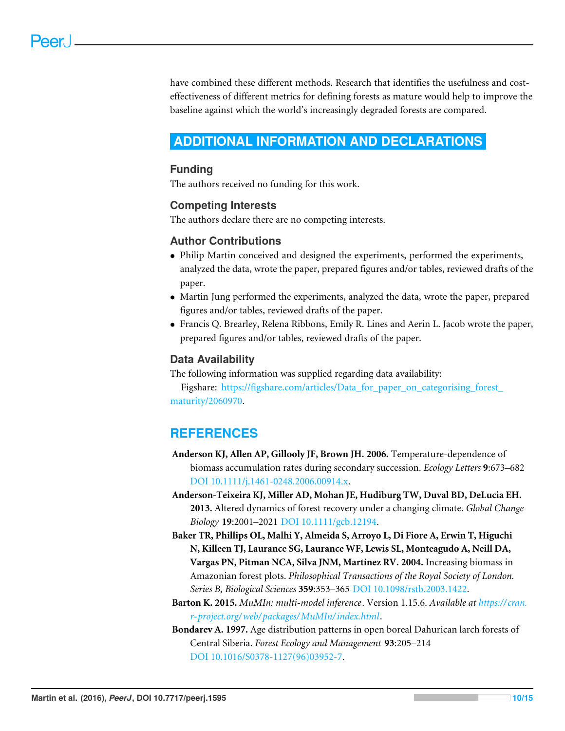have combined these different methods. Research that identifies the usefulness and cost-effectiveness of different metrics for defining forests as mature would help to improve the baseline against which the world's increasingly degraded forests are compared.

## ADDITIONAL INFORMATION AND DECLARATIONS

### Funding

The authors received no funding for this work.

### Competing Interests

The authors declare there are no competing interests.

### Author Contributions

- Philip Martin conceived and designed the experiments, performed the experiments, analyzed the data, wrote the paper, prepared figures and/or tables, reviewed drafts of the paper.
- Martin Jung performed the experiments, analyzed the data, wrote the paper, prepared figures and/or tables, reviewed drafts of the paper.
- Francis Q. Brearley, Relena Ribbons, Emily R. Lines and Aerin L. Jacob wrote the paper, prepared figures and/or tables, reviewed drafts of the paper.

### Data Availability

The following information was supplied regarding data availability:

Figshare: https://figshare.com/articles/Data_for_paper_on_categorising_forest_maturity/2060970.

## REFERENCES

**Anderson KJ, Allen AP, Gillooly JF, Brown JH. 2006.** Temperature-dependence of biomass accumulation rates during secondary succession. *Ecology Letters* **9**:673–682 DOI 10.1111/j.1461-0248.2006.00914.x.

**Anderson-Teixeira KJ, Miller AD, Mohan JE, Hudiburg TW, Duval BD, DeLucia EH. 2013.** Altered dynamics of forest recovery under a changing climate. *Global Change Biology* **19**:2001–2021 DOI 10.1111/gcb.12194.

**Baker TR, Phillips OL, Malhi Y, Almeida S, Arroyo L, Di Fiore A, Erwin T, Higuchi N, Killeen TJ, Laurance SG, Laurance WF, Lewis SL, Monteagudo A, Neill DA, Vargas PN, Pitman NCA, Silva JNM, Martínez RV. 2004.** Increasing biomass in Amazonian forest plots. *Philosophical Transactions of the Royal Society of London. Series B, Biological Sciences* **359**:353–365 DOI 10.1098/rstb.2003.1422.

**Barton K. 2015.** *MuMIn: multi-model inference*. Version 1.15.6. *Available at https://cran.r-project.org/web/packages/MuMIn/index.html*.

**Bondarev A. 1997.** Age distribution patterns in open boreal Dahurican larch forests of Central Siberia. *Forest Ecology and Management* **93**:205–214 DOI 10.1016/S0378-1127(96)03952-7.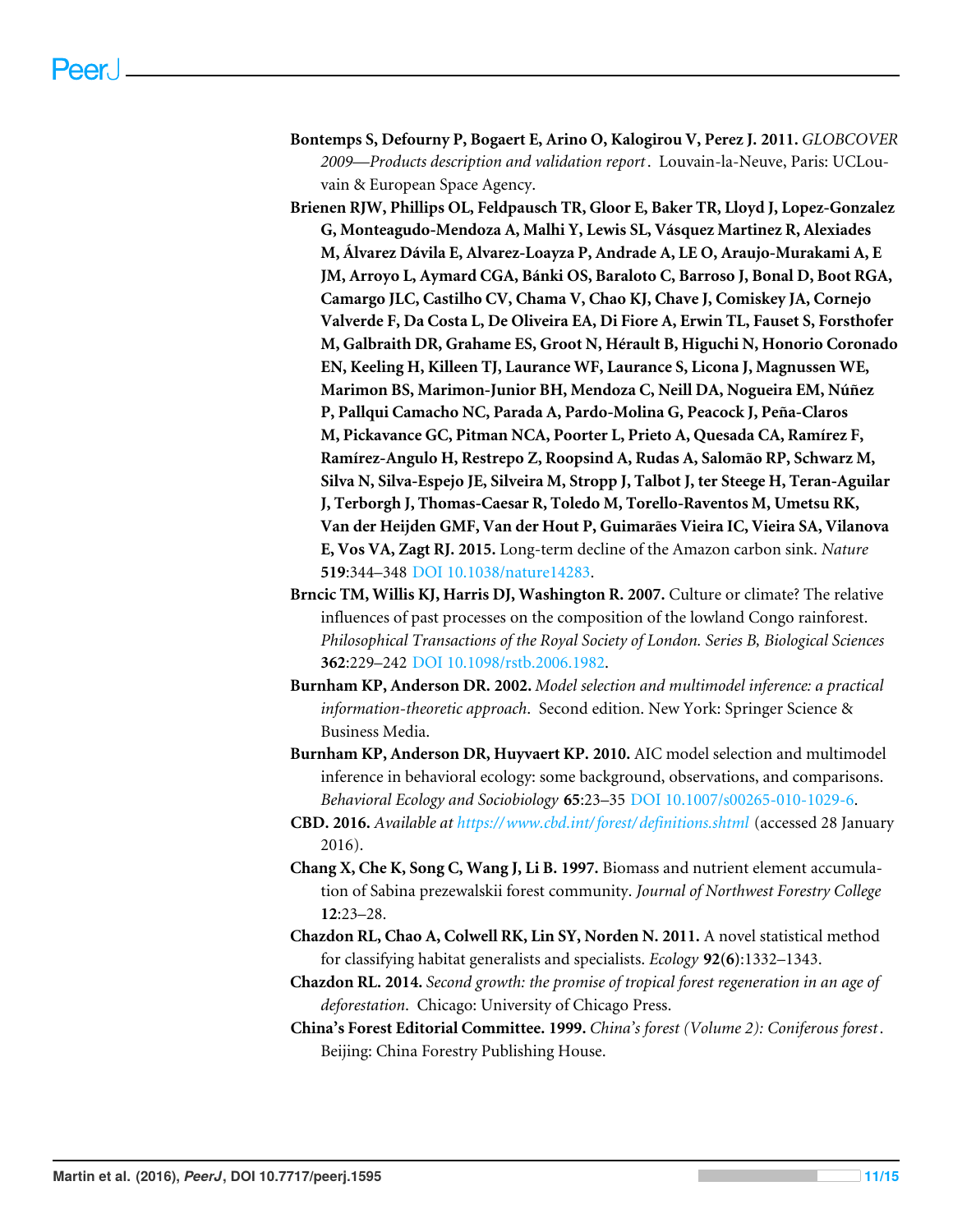**Bontemps S, Defourny P, Bogaert E, Arino O, Kalogirou V, Perez J. 2011.** *GLOBCOVER 2009—Products description and validation report*. Louvain-la-Neuve, Paris: UCLouvain & European Space Agency.

**Brienen RJW, Phillips OL, Feldpausch TR, Gloor E, Baker TR, Lloyd J, Lopez-Gonzalez G, Monteagudo-Mendoza A, Malhi Y, Lewis SL, Vásquez Martinez R, Alexiades M, Álvarez Dávila E, Alvarez-Loayza P, Andrade A, LE O, Araujo-Murakami A, E JM, Arroyo L, Aymard CGA, Bánki OS, Baraloto C, Barroso J, Bonal D, Boot RGA, Camargo JLC, Castilho CV, Chama V, Chao KJ, Chave J, Comiskey JA, Cornejo Valverde F, Da Costa L, De Oliveira EA, Di Fiore A, Erwin TL, Fauset S, Forsthofer M, Galbraith DR, Grahame ES, Groot N, Hérault B, Higuchi N, Honorio Coronado EN, Keeling H, Killeen TJ, Laurance WF, Laurance S, Licona J, Magnussen WE, Marimon BS, Marimon-Junior BH, Mendoza C, Neill DA, Nogueira EM, Núñez P, Pallqui Camacho NC, Parada A, Pardo-Molina G, Peacock J, Peña-Claros M, Pickavance GC, Pitman NCA, Poorter L, Prieto A, Quesada CA, Ramírez F, Ramírez-Angulo H, Restrepo Z, Roopsind A, Rudas A, Salomão RP, Schwarz M, Silva N, Silva-Espejo JE, Silveira M, Stropp J, Talbot J, ter Steege H, Teran-Aguilar J, Terborgh J, Thomas-Caesar R, Toledo M, Torello-Raventos M, Umetsu RK, Van der Heijden GMF, Van der Hout P, Guimarães Vieira IC, Vieira SA, Vilanova E, Vos VA, Zagt RJ. 2015.** Long-term decline of the Amazon carbon sink. *Nature* **519**:344–348 DOI 10.1038/nature14283.

**Brncic TM, Willis KJ, Harris DJ, Washington R. 2007.** Culture or climate? The relative influences of past processes on the composition of the lowland Congo rainforest. *Philosophical Transactions of the Royal Society of London. Series B, Biological Sciences* **362**:229–242 DOI 10.1098/rstb.2006.1982.

**Burnham KP, Anderson DR. 2002.** *Model selection and multimodel inference: a practical information-theoretic approach*. Second edition. New York: Springer Science & Business Media.

**Burnham KP, Anderson DR, Huyvaert KP. 2010.** AIC model selection and multimodel inference in behavioral ecology: some background, observations, and comparisons. *Behavioral Ecology and Sociobiology* **65**:23–35 DOI 10.1007/s00265-010-1029-6.

**CBD. 2016.** *Available at https://www.cbd.int/forest/definitions.shtml* (accessed 28 January 2016).

**Chang X, Che K, Song C, Wang J, Li B. 1997.** Biomass and nutrient element accumulation of Sabina prezewalskii forest community. *Journal of Northwest Forestry College* **12**:23–28.

**Chazdon RL, Chao A, Colwell RK, Lin SY, Norden N. 2011.** A novel statistical method for classifying habitat generalists and specialists. *Ecology* **92(6)**:1332–1343.

**Chazdon RL. 2014.** *Second growth: the promise of tropical forest regeneration in an age of deforestation*. Chicago: University of Chicago Press.

**China's Forest Editorial Committee. 1999.** *China's forest (Volume 2): Coniferous forest*. Beijing: China Forestry Publishing House.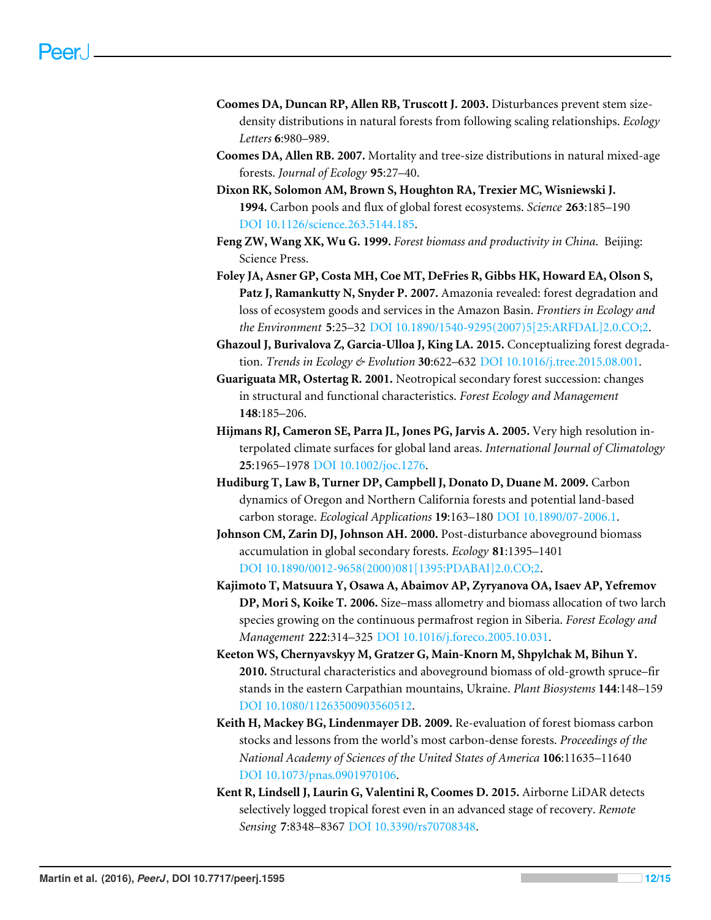**Coomes DA, Duncan RP, Allen RB, Truscott J. 2003.** Disturbances prevent stem size-density distributions in natural forests from following scaling relationships. *Ecology Letters* **6**:980–989.

**Coomes DA, Allen RB. 2007.** Mortality and tree-size distributions in natural mixed-age forests. *Journal of Ecology* **95**:27–40.

**Dixon RK, Solomon AM, Brown S, Houghton RA, Trexier MC, Wisniewski J. 1994.** Carbon pools and flux of global forest ecosystems. *Science* **263**:185–190 DOI 10.1126/science.263.5144.185.

**Feng ZW, Wang XK, Wu G. 1999.** *Forest biomass and productivity in China.* Beijing: Science Press.

**Foley JA, Asner GP, Costa MH, Coe MT, DeFries R, Gibbs HK, Howard EA, Olson S, Patz J, Ramankutty N, Snyder P. 2007.** Amazonia revealed: forest degradation and loss of ecosystem goods and services in the Amazon Basin. *Frontiers in Ecology and the Environment* **5**:25–32 DOI 10.1890/1540-9295(2007)5[25:ARFDAL]2.0.CO;2.

**Ghazoul J, Burivalova Z, Garcia-Ulloa J, King LA. 2015.** Conceptualizing forest degradation. *Trends in Ecology & Evolution* **30**:622–632 DOI 10.1016/j.tree.2015.08.001.

**Guariguata MR, Ostertag R. 2001.** Neotropical secondary forest succession: changes in structural and functional characteristics. *Forest Ecology and Management* **148**:185–206.

**Hijmans RJ, Cameron SE, Parra JL, Jones PG, Jarvis A. 2005.** Very high resolution interpolated climate surfaces for global land areas. *International Journal of Climatology* **25**:1965–1978 DOI 10.1002/joc.1276.

**Hudiburg T, Law B, Turner DP, Campbell J, Donato D, Duane M. 2009.** Carbon dynamics of Oregon and Northern California forests and potential land-based carbon storage. *Ecological Applications* **19**:163–180 DOI 10.1890/07-2006.1.

**Johnson CM, Zarin DJ, Johnson AH. 2000.** Post-disturbance aboveground biomass accumulation in global secondary forests. *Ecology* **81**:1395–1401 DOI 10.1890/0012-9658(2000)081[1395:PDABAI]2.0.CO;2.

**Kajimoto T, Matsuura Y, Osawa A, Abaimov AP, Zyryanova OA, Isaev AP, Yefremov DP, Mori S, Koike T. 2006.** Size–mass allometry and biomass allocation of two larch species growing on the continuous permafrost region in Siberia. *Forest Ecology and Management* **222**:314–325 DOI 10.1016/j.foreco.2005.10.031.

**Keeton WS, Chernyavskyy M, Gratzer G, Main-Knorn M, Shpylchak M, Bihun Y. 2010.** Structural characteristics and aboveground biomass of old-growth spruce–fir stands in the eastern Carpathian mountains, Ukraine. *Plant Biosystems* **144**:148–159 DOI 10.1080/11263500903560512.

**Keith H, Mackey BG, Lindenmayer DB. 2009.** Re-evaluation of forest biomass carbon stocks and lessons from the world's most carbon-dense forests. *Proceedings of the National Academy of Sciences of the United States of America* **106**:11635–11640 DOI 10.1073/pnas.0901970106.

**Kent R, Lindsell J, Laurin G, Valentini R, Coomes D. 2015.** Airborne LiDAR detects selectively logged tropical forest even in an advanced stage of recovery. *Remote Sensing* **7**:8348–8367 DOI 10.3390/rs70708348.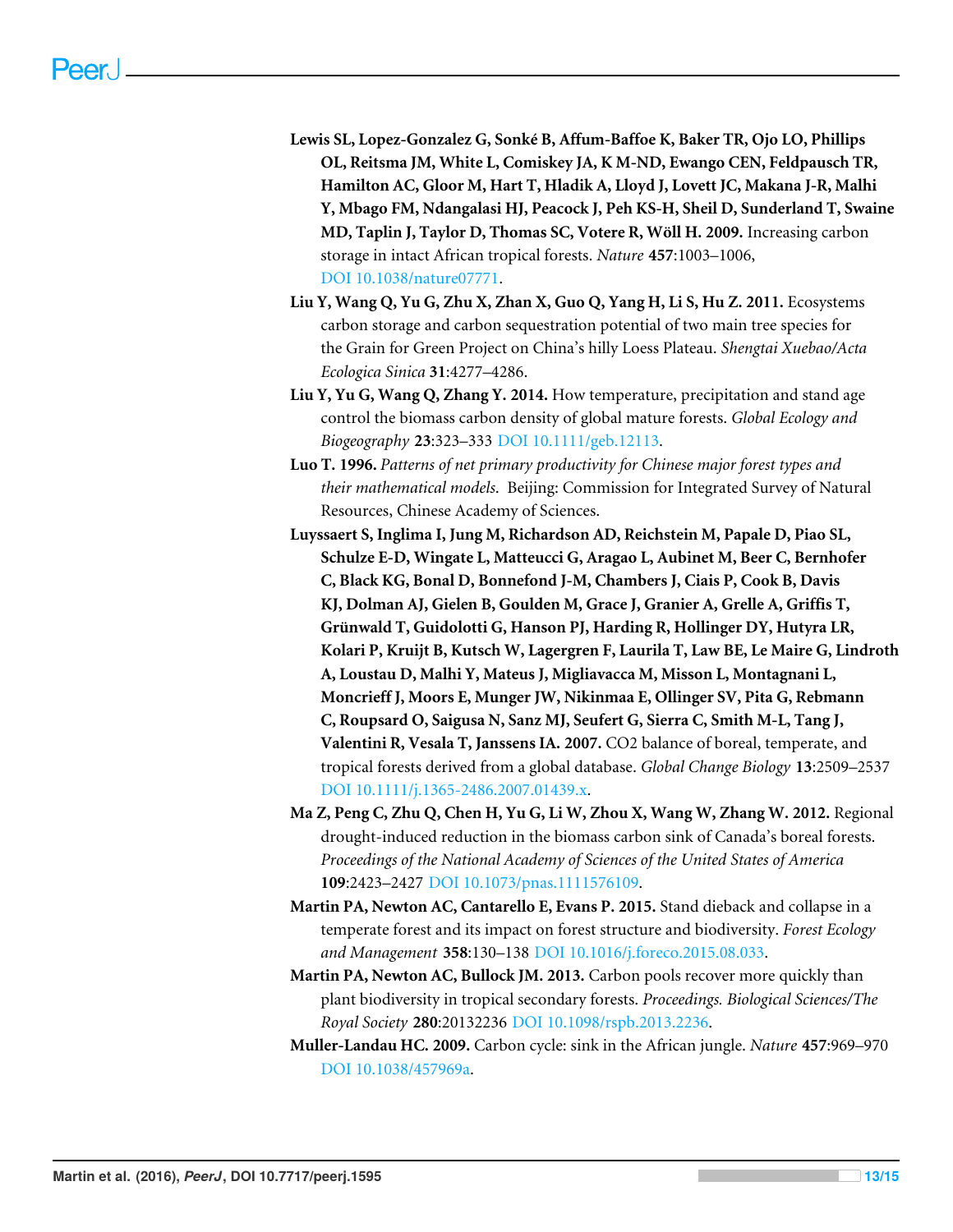**Lewis SL, Lopez-Gonzalez G, Sonké B, Affum-Baffoe K, Baker TR, Ojo LO, Phillips OL, Reitsma JM, White L, Comiskey JA, K M-ND, Ewango CEN, Feldpausch TR, Hamilton AC, Gloor M, Hart T, Hladik A, Lloyd J, Lovett JC, Makana J-R, Malhi Y, Mbago FM, Ndangalasi HJ, Peacock J, Peh KS-H, Sheil D, Sunderland T, Swaine MD, Taplin J, Taylor D, Thomas SC, Votere R, Wöll H. 2009.** Increasing carbon storage in intact African tropical forests. *Nature* **457**:1003–1006, DOI 10.1038/nature07771.

**Liu Y, Wang Q, Yu G, Zhu X, Zhan X, Guo Q, Yang H, Li S, Hu Z. 2011.** Ecosystems carbon storage and carbon sequestration potential of two main tree species for the Grain for Green Project on China's hilly Loess Plateau. *Shengtai Xuebao/Acta Ecologica Sinica* **31**:4277–4286.

**Liu Y, Yu G, Wang Q, Zhang Y. 2014.** How temperature, precipitation and stand age control the biomass carbon density of global mature forests. *Global Ecology and Biogeography* **23**:323–333 DOI 10.1111/geb.12113.

**Luo T. 1996.** *Patterns of net primary productivity for Chinese major forest types and their mathematical models.* Beijing: Commission for Integrated Survey of Natural Resources, Chinese Academy of Sciences.

**Luyssaert S, Inglima I, Jung M, Richardson AD, Reichstein M, Papale D, Piao SL, Schulze E-D, Wingate L, Matteucci G, Aragao L, Aubinet M, Beer C, Bernhofer C, Black KG, Bonal D, Bonnefond J-M, Chambers J, Ciais P, Cook B, Davis KJ, Dolman AJ, Gielen B, Goulden M, Grace J, Granier A, Grelle A, Griffis T, Grünwald T, Guidolotti G, Hanson PJ, Harding R, Hollinger DY, Hutyra LR, Kolari P, Kruijt B, Kutsch W, Lagergren F, Laurila T, Law BE, Le Maire G, Lindroth A, Loustau D, Malhi Y, Mateus J, Migliavacca M, Misson L, Montagnani L, Moncrieff J, Moors E, Munger JW, Nikinmaa E, Ollinger SV, Pita G, Rebmann C, Roupsard O, Saigusa N, Sanz MJ, Seufert G, Sierra C, Smith M-L, Tang J, Valentini R, Vesala T, Janssens IA. 2007.** CO2 balance of boreal, temperate, and tropical forests derived from a global database. *Global Change Biology* **13**:2509–2537 DOI 10.1111/j.1365-2486.2007.01439.x.

**Ma Z, Peng C, Zhu Q, Chen H, Yu G, Li W, Zhou X, Wang W, Zhang W. 2012.** Regional drought-induced reduction in the biomass carbon sink of Canada's boreal forests. *Proceedings of the National Academy of Sciences of the United States of America* **109**:2423–2427 DOI 10.1073/pnas.1111576109.

**Martin PA, Newton AC, Cantarello E, Evans P. 2015.** Stand dieback and collapse in a temperate forest and its impact on forest structure and biodiversity. *Forest Ecology and Management* **358**:130–138 DOI 10.1016/j.foreco.2015.08.033.

**Martin PA, Newton AC, Bullock JM. 2013.** Carbon pools recover more quickly than plant biodiversity in tropical secondary forests. *Proceedings. Biological Sciences/The Royal Society* **280**:20132236 DOI 10.1098/rspb.2013.2236.

**Muller-Landau HC. 2009.** Carbon cycle: sink in the African jungle. *Nature* **457**:969–970 DOI 10.1038/457969a.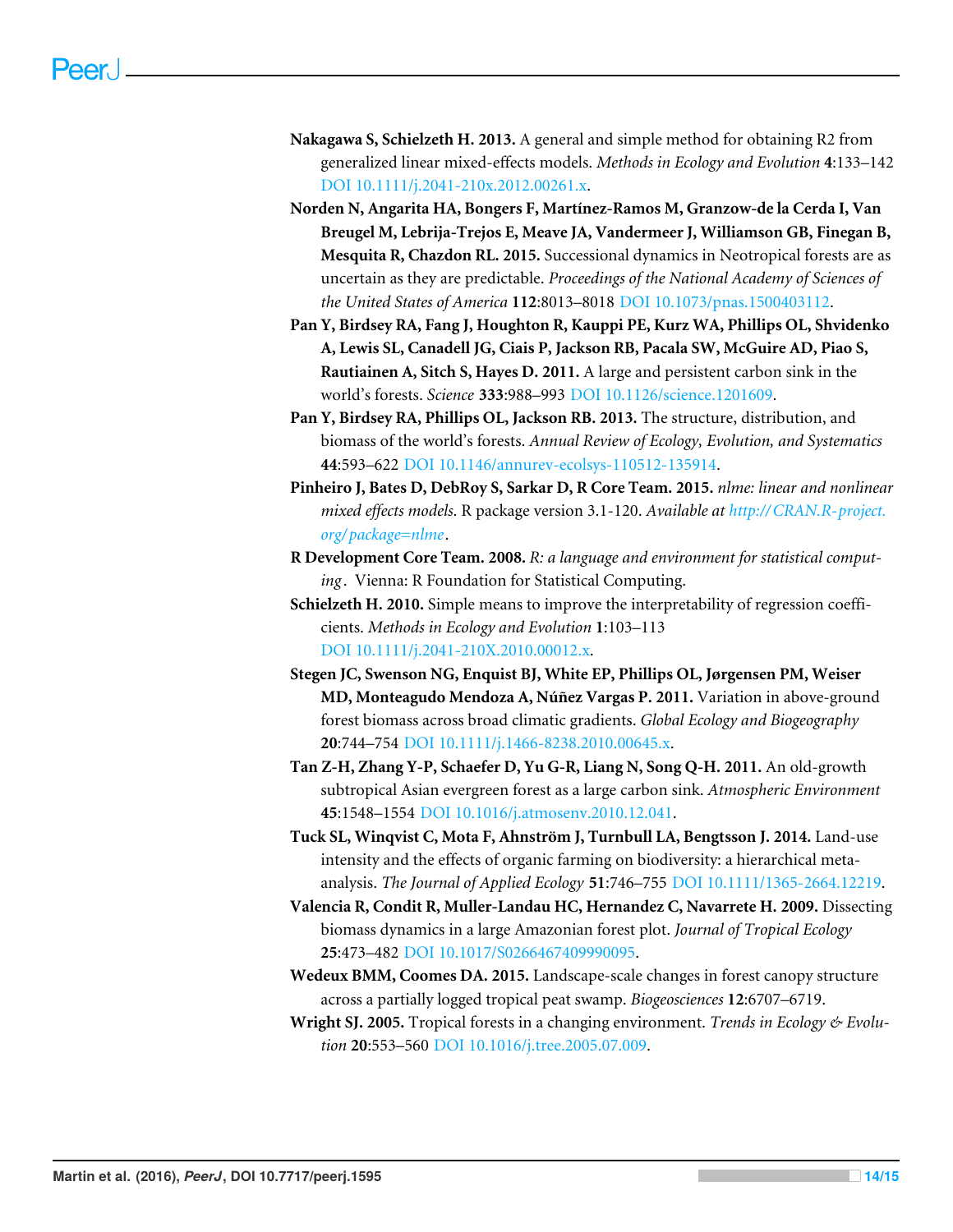**Nakagawa S, Schielzeth H. 2013.** A general and simple method for obtaining R2 from generalized linear mixed-effects models. *Methods in Ecology and Evolution* **4**:133–142 DOI 10.1111/j.2041-210x.2012.00261.x.

**Norden N, Angarita HA, Bongers F, Martínez-Ramos M, Granzow-de la Cerda I, Van Breugel M, Lebrija-Trejos E, Meave JA, Vandermeer J, Williamson GB, Finegan B, Mesquita R, Chazdon RL. 2015.** Successional dynamics in Neotropical forests are as uncertain as they are predictable. *Proceedings of the National Academy of Sciences of the United States of America* **112**:8013–8018 DOI 10.1073/pnas.1500403112.

**Pan Y, Birdsey RA, Fang J, Houghton R, Kauppi PE, Kurz WA, Phillips OL, Shvidenko A, Lewis SL, Canadell JG, Ciais P, Jackson RB, Pacala SW, McGuire AD, Piao S, Rautiainen A, Sitch S, Hayes D. 2011.** A large and persistent carbon sink in the world's forests. *Science* **333**:988–993 DOI 10.1126/science.1201609.

**Pan Y, Birdsey RA, Phillips OL, Jackson RB. 2013.** The structure, distribution, and biomass of the world's forests. *Annual Review of Ecology, Evolution, and Systematics* **44**:593–622 DOI 10.1146/annurev-ecolsys-110512-135914.

**Pinheiro J, Bates D, DebRoy S, Sarkar D, R Core Team. 2015.** *nlme: linear and nonlinear mixed effects models.* R package version 3.1-120. *Available at http://CRAN.R-project.org/package=nlme.*

**R Development Core Team. 2008.** *R: a language and environment for statistical computing.* Vienna: R Foundation for Statistical Computing.

**Schielzeth H. 2010.** Simple means to improve the interpretability of regression coefficients. *Methods in Ecology and Evolution* **1**:103–113 DOI 10.1111/j.2041-210X.2010.00012.x.

**Stegen JC, Swenson NG, Enquist BJ, White EP, Phillips OL, Jørgensen PM, Weiser MD, Monteagudo Mendoza A, Núñez Vargas P. 2011.** Variation in above-ground forest biomass across broad climatic gradients. *Global Ecology and Biogeography* **20**:744–754 DOI 10.1111/j.1466-8238.2010.00645.x.

**Tan Z-H, Zhang Y-P, Schaefer D, Yu G-R, Liang N, Song Q-H. 2011.** An old-growth subtropical Asian evergreen forest as a large carbon sink. *Atmospheric Environment* **45**:1548–1554 DOI 10.1016/j.atmosenv.2010.12.041.

**Tuck SL, Winqvist C, Mota F, Ahnström J, Turnbull LA, Bengtsson J. 2014.** Land-use intensity and the effects of organic farming on biodiversity: a hierarchical meta-analysis. *The Journal of Applied Ecology* **51**:746–755 DOI 10.1111/1365-2664.12219.

**Valencia R, Condit R, Muller-Landau HC, Hernandez C, Navarrete H. 2009.** Dissecting biomass dynamics in a large Amazonian forest plot. *Journal of Tropical Ecology* **25**:473–482 DOI 10.1017/S0266467409990095.

**Wedeux BMM, Coomes DA. 2015.** Landscape-scale changes in forest canopy structure across a partially logged tropical peat swamp. *Biogeosciences* **12**:6707–6719.

**Wright SJ. 2005.** Tropical forests in a changing environment. *Trends in Ecology & Evolution* **20**:553–560 DOI 10.1016/j.tree.2005.07.009.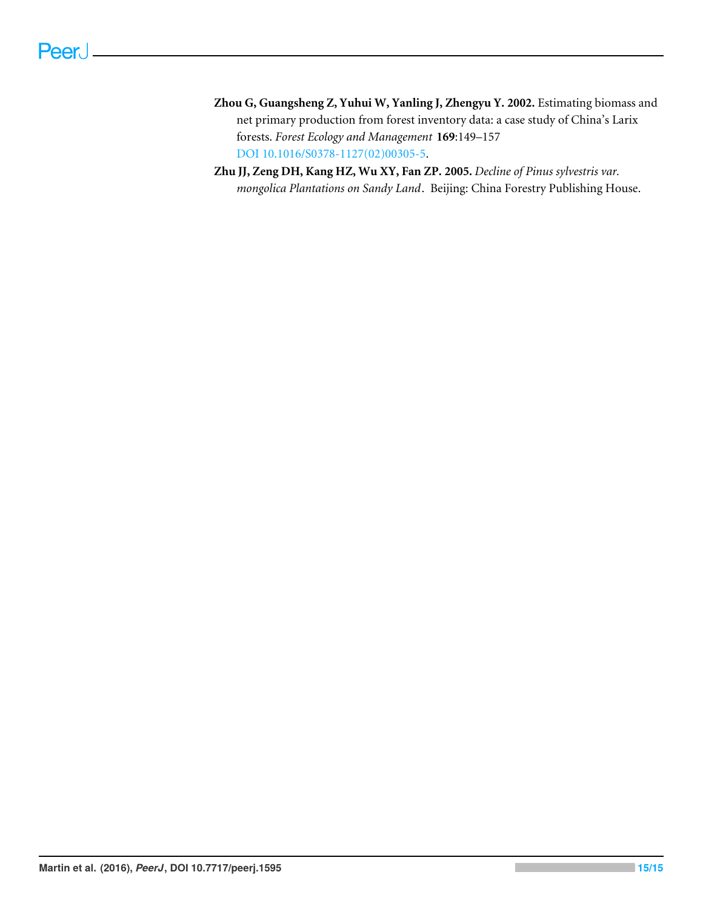**Zhou G, Guangsheng Z, Yuhui W, Yanling J, Zhengyu Y. 2002.** Estimating biomass and net primary production from forest inventory data: a case study of China's Larix forests. *Forest Ecology and Management* **169**:149–157 DOI 10.1016/S0378-1127(02)00305-5.

**Zhu JJ, Zeng DH, Kang HZ, Wu XY, Fan ZP. 2005.** *Decline of Pinus sylvestris var. mongolica Plantations on Sandy Land*. Beijing: China Forestry Publishing House.